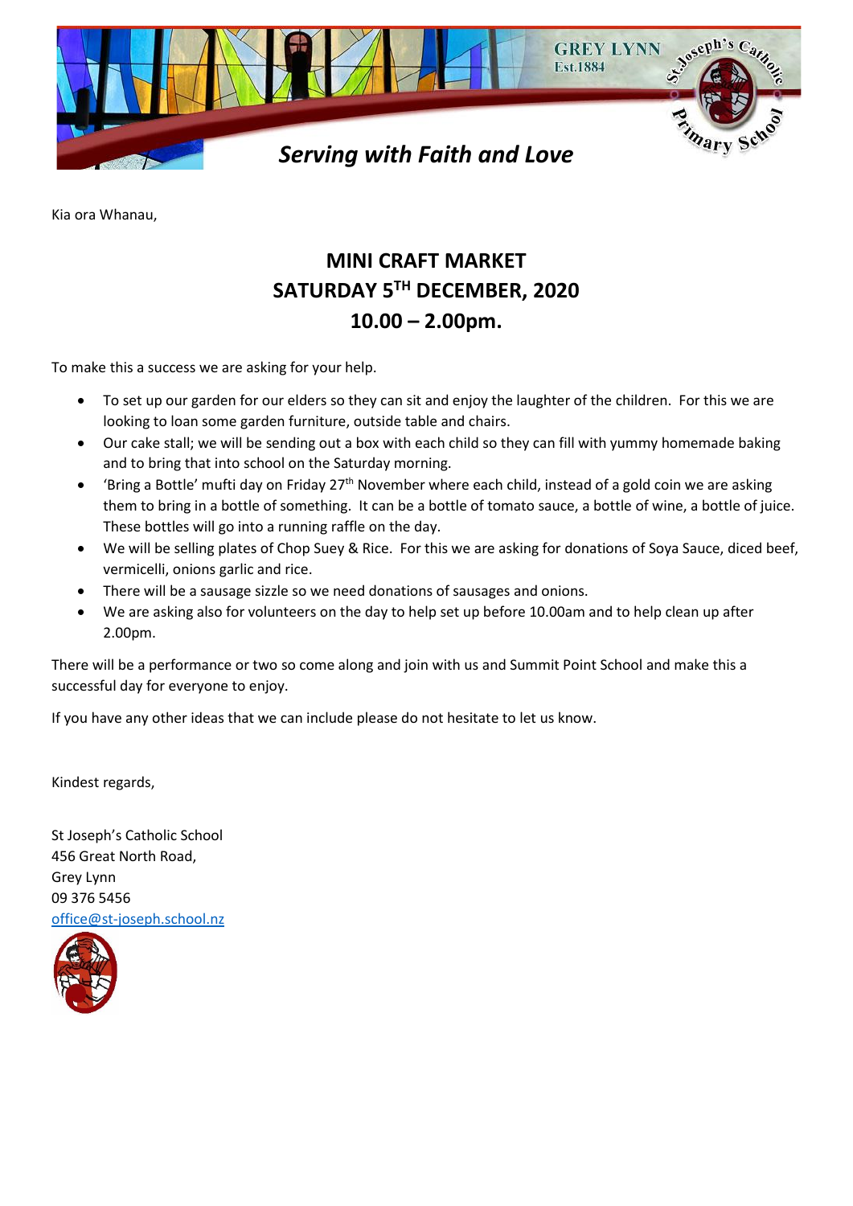GREY LYNN
Est.1884

St. Joseph's Catholic Primary School

*Serving with Faith and Love*

Kia ora Whanau,

## MINI CRAFT MARKET
## SATURDAY 5TH DECEMBER, 2020
## 10.00 – 2.00pm.

To make this a success we are asking for your help.

- To set up our garden for our elders so they can sit and enjoy the laughter of the children. For this we are looking to loan some garden furniture, outside table and chairs.
- Our cake stall; we will be sending out a box with each child so they can fill with yummy homemade baking and to bring that into school on the Saturday morning.
- 'Bring a Bottle' mufti day on Friday 27th November where each child, instead of a gold coin we are asking them to bring in a bottle of something. It can be a bottle of tomato sauce, a bottle of wine, a bottle of juice. These bottles will go into a running raffle on the day.
- We will be selling plates of Chop Suey & Rice. For this we are asking for donations of Soya Sauce, diced beef, vermicelli, onions garlic and rice.
- There will be a sausage sizzle so we need donations of sausages and onions.
- We are asking also for volunteers on the day to help set up before 10.00am and to help clean up after 2.00pm.

There will be a performance or two so come along and join with us and Summit Point School and make this a successful day for everyone to enjoy.

If you have any other ideas that we can include please do not hesitate to let us know.

Kindest regards,

St Joseph's Catholic School
456 Great North Road,
Grey Lynn
09 376 5456
office@st-joseph.school.nz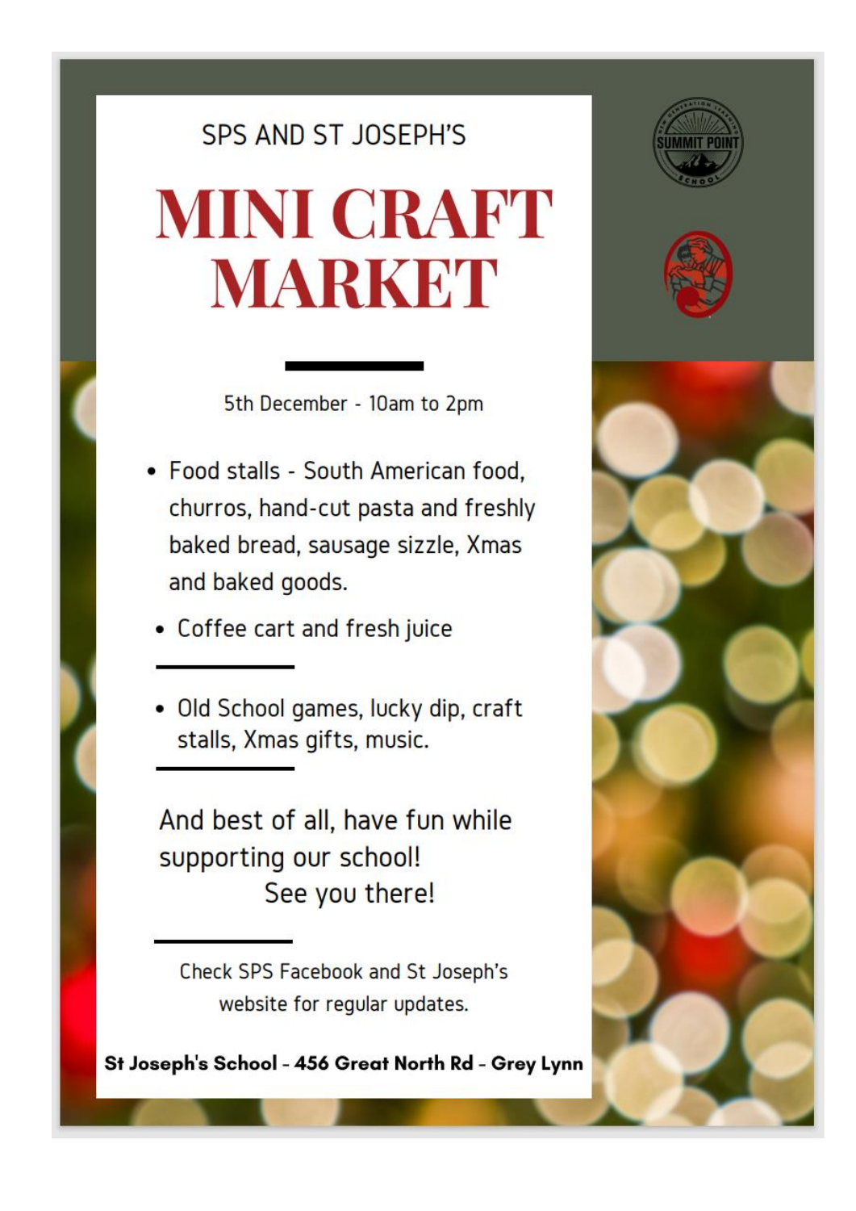SPS AND ST JOSEPH'S

# MINI CRAFT MARKET

5th December - 10am to 2pm

- Food stalls - South American food, churros, hand-cut pasta and freshly baked bread, sausage sizzle, Xmas and baked goods.
- Coffee cart and fresh juice

- Old School games, lucky dip, craft stalls, Xmas gifts, music.

And best of all, have fun while supporting our school!
See you there!

Check SPS Facebook and St Joseph's website for regular updates.

**St Joseph's School - 456 Great North Rd - Grey Lynn**